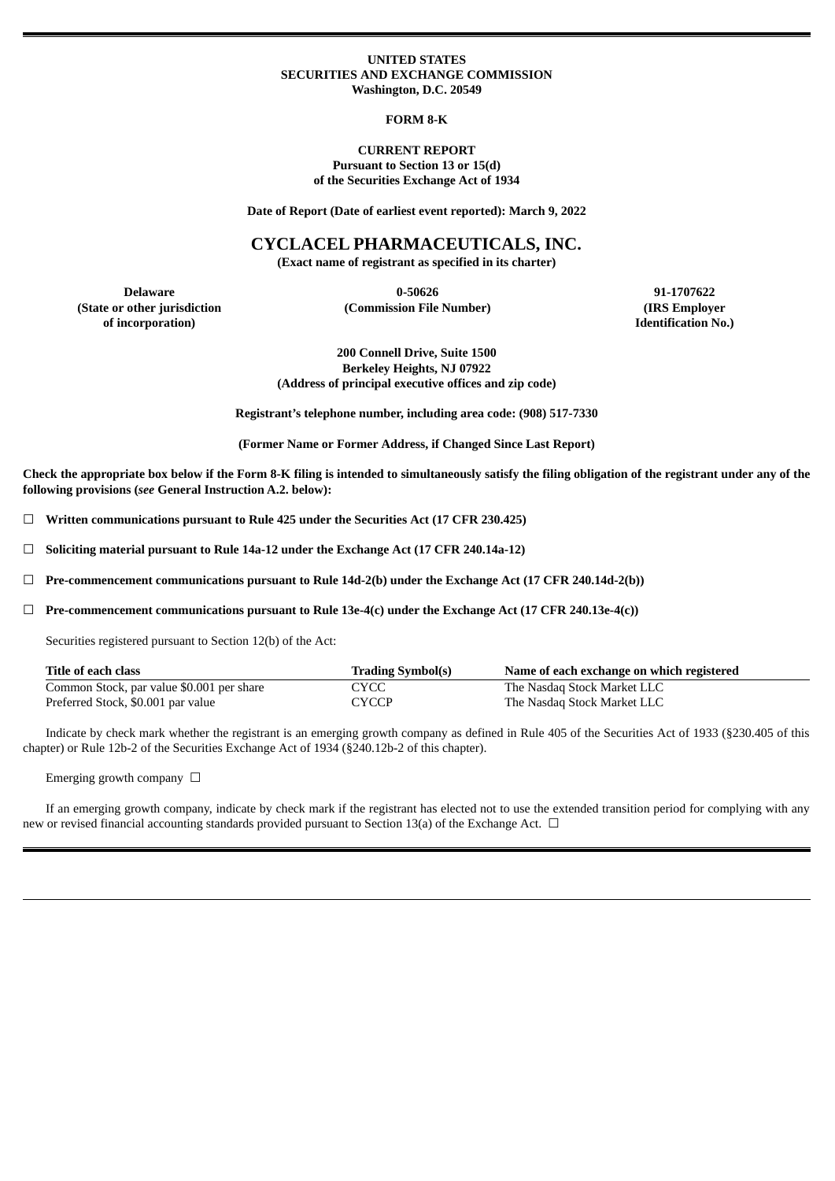**UNITED STATES**
**SECURITIES AND EXCHANGE COMMISSION**
**Washington, D.C. 20549**

**FORM 8-K**

**CURRENT REPORT**
**Pursuant to Section 13 or 15(d)**
**of the Securities Exchange Act of 1934**

**Date of Report (Date of earliest event reported): March 9, 2022**

# CYCLACEL PHARMACEUTICALS, INC.

**(Exact name of registrant as specified in its charter)**

| Delaware | 0-50626 | 91-1707622 |
|---|---|---|
| (State or other jurisdiction of incorporation) | (Commission File Number) | (IRS Employer Identification No.) |

**200 Connell Drive, Suite 1500**
**Berkeley Heights, NJ 07922**
**(Address of principal executive offices and zip code)**

**Registrant's telephone number, including area code: (908) 517-7330**

**(Former Name or Former Address, if Changed Since Last Report)**

**Check the appropriate box below if the Form 8-K filing is intended to simultaneously satisfy the filing obligation of the registrant under any of the following provisions (*see* General Instruction A.2. below):**

☐ **Written communications pursuant to Rule 425 under the Securities Act (17 CFR 230.425)**

☐ **Soliciting material pursuant to Rule 14a-12 under the Exchange Act (17 CFR 240.14a-12)**

☐ **Pre-commencement communications pursuant to Rule 14d-2(b) under the Exchange Act (17 CFR 240.14d-2(b))**

☐ **Pre-commencement communications pursuant to Rule 13e-4(c) under the Exchange Act (17 CFR 240.13e-4(c))**

Securities registered pursuant to Section 12(b) of the Act:

| Title of each class | Trading Symbol(s) | Name of each exchange on which registered |
|---|---|---|
| Common Stock, par value $0.001 per share | CYCC | The Nasdaq Stock Market LLC |
| Preferred Stock, $0.001 par value | CYCCP | The Nasdaq Stock Market LLC |

Indicate by check mark whether the registrant is an emerging growth company as defined in Rule 405 of the Securities Act of 1933 (§230.405 of this chapter) or Rule 12b-2 of the Securities Exchange Act of 1934 (§240.12b-2 of this chapter).

Emerging growth company ☐

If an emerging growth company, indicate by check mark if the registrant has elected not to use the extended transition period for complying with any new or revised financial accounting standards provided pursuant to Section 13(a) of the Exchange Act. ☐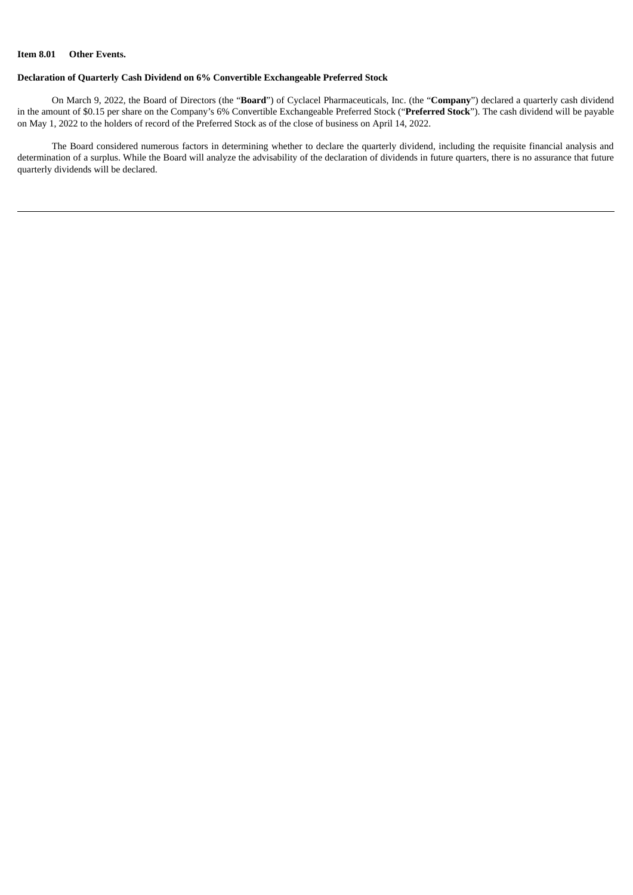**Item 8.01 Other Events.**

**Declaration of Quarterly Cash Dividend on 6% Convertible Exchangeable Preferred Stock**

On March 9, 2022, the Board of Directors (the "**Board**") of Cyclacel Pharmaceuticals, Inc. (the "**Company**") declared a quarterly cash dividend in the amount of $0.15 per share on the Company's 6% Convertible Exchangeable Preferred Stock ("**Preferred Stock**"). The cash dividend will be payable on May 1, 2022 to the holders of record of the Preferred Stock as of the close of business on April 14, 2022.

The Board considered numerous factors in determining whether to declare the quarterly dividend, including the requisite financial analysis and determination of a surplus. While the Board will analyze the advisability of the declaration of dividends in future quarters, there is no assurance that future quarterly dividends will be declared.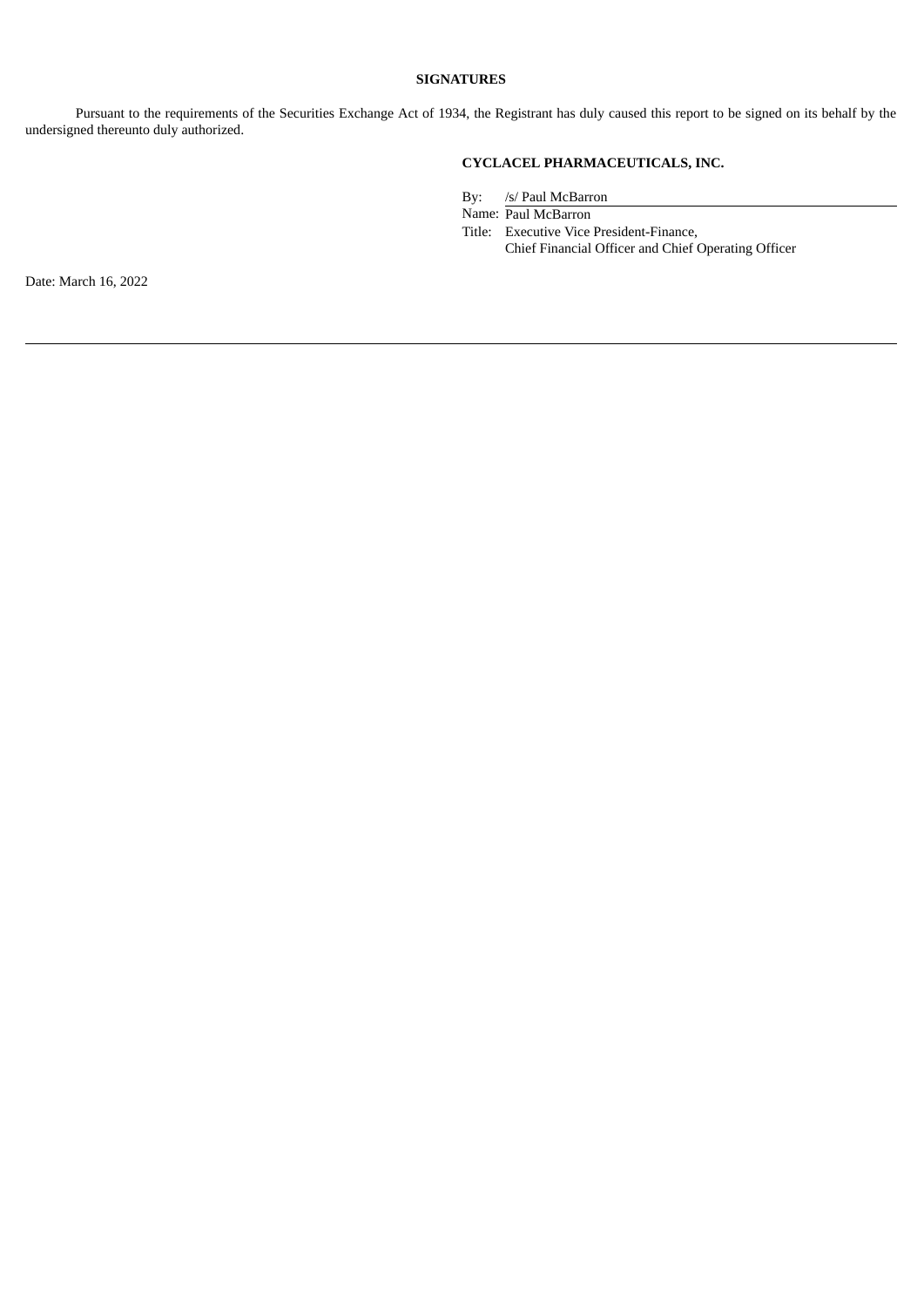## SIGNATURES

Pursuant to the requirements of the Securities Exchange Act of 1934, the Registrant has duly caused this report to be signed on its behalf by the undersigned thereunto duly authorized.

**CYCLACEL PHARMACEUTICALS, INC.**

By: /s/ Paul McBarron

Name: Paul McBarron

Title: Executive Vice President-Finance, Chief Financial Officer and Chief Operating Officer

Date: March 16, 2022